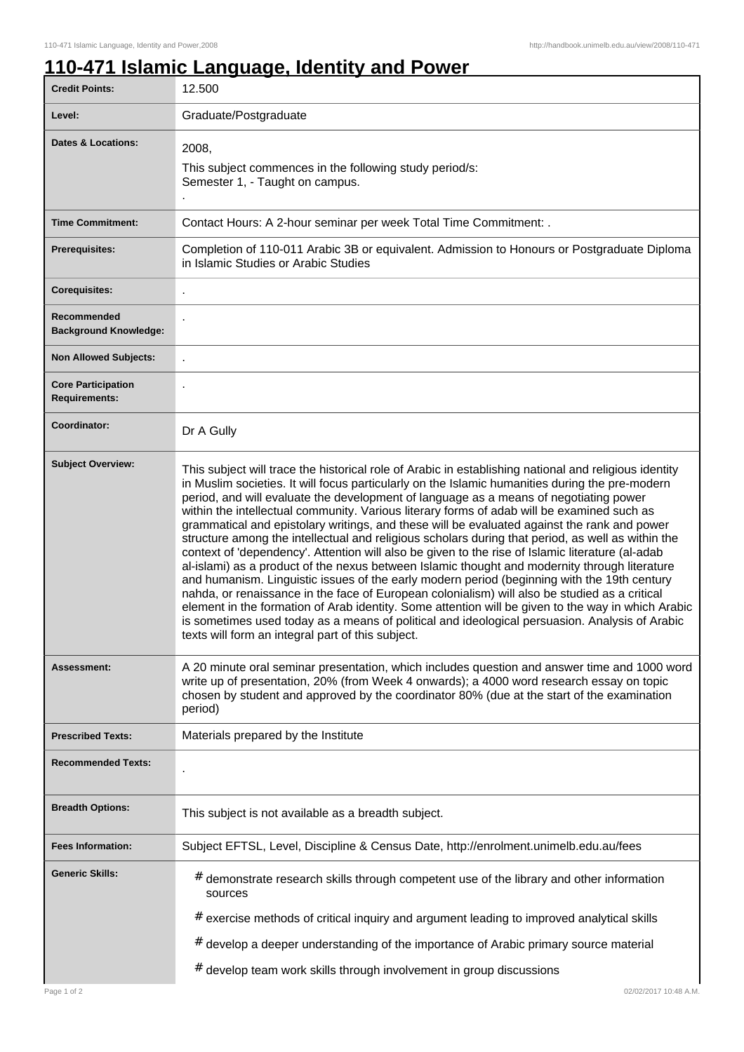# 110-471 Islamic Language, Identity and Power

| | |
|---|---|
| **Credit Points:** | 12.500 |
| **Level:** | Graduate/Postgraduate |
| **Dates & Locations:** | 2008, This subject commences in the following study period/s: Semester 1, - Taught on campus. . |
| **Time Commitment:** | Contact Hours: A 2-hour seminar per week Total Time Commitment: . |
| **Prerequisites:** | Completion of 110-011 Arabic 3B or equivalent. Admission to Honours or Postgraduate Diploma in Islamic Studies or Arabic Studies |
| **Corequisites:** | . |
| **Recommended Background Knowledge:** | . |
| **Non Allowed Subjects:** | . |
| **Core Participation Requirements:** | . |
| **Coordinator:** | Dr A Gully |
| **Subject Overview:** | This subject will trace the historical role of Arabic in establishing national and religious identity in Muslim societies. It will focus particularly on the Islamic humanities during the pre-modern period, and will evaluate the development of language as a means of negotiating power within the intellectual community. Various literary forms of adab will be examined such as grammatical and epistolary writings, and these will be evaluated against the rank and power structure among the intellectual and religious scholars during that period, as well as within the context of 'dependency'. Attention will also be given to the rise of Islamic literature (al-adab al-islami) as a product of the nexus between Islamic thought and modernity through literature and humanism. Linguistic issues of the early modern period (beginning with the 19th century nahda, or renaissance in the face of European colonialism) will also be studied as a critical element in the formation of Arab identity. Some attention will be given to the way in which Arabic is sometimes used today as a means of political and ideological persuasion. Analysis of Arabic texts will form an integral part of this subject. |
| **Assessment:** | A 20 minute oral seminar presentation, which includes question and answer time and 1000 word write up of presentation, 20% (from Week 4 onwards); a 4000 word research essay on topic chosen by student and approved by the coordinator 80% (due at the start of the examination period) |
| **Prescribed Texts:** | Materials prepared by the Institute |
| **Recommended Texts:** | . |
| **Breadth Options:** | This subject is not available as a breadth subject. |
| **Fees Information:** | Subject EFTSL, Level, Discipline & Census Date, http://enrolment.unimelb.edu.au/fees |
| **Generic Skills:** | # demonstrate research skills through competent use of the library and other information sources # exercise methods of critical inquiry and argument leading to improved analytical skills # develop a deeper understanding of the importance of Arabic primary source material # develop team work skills through involvement in group discussions |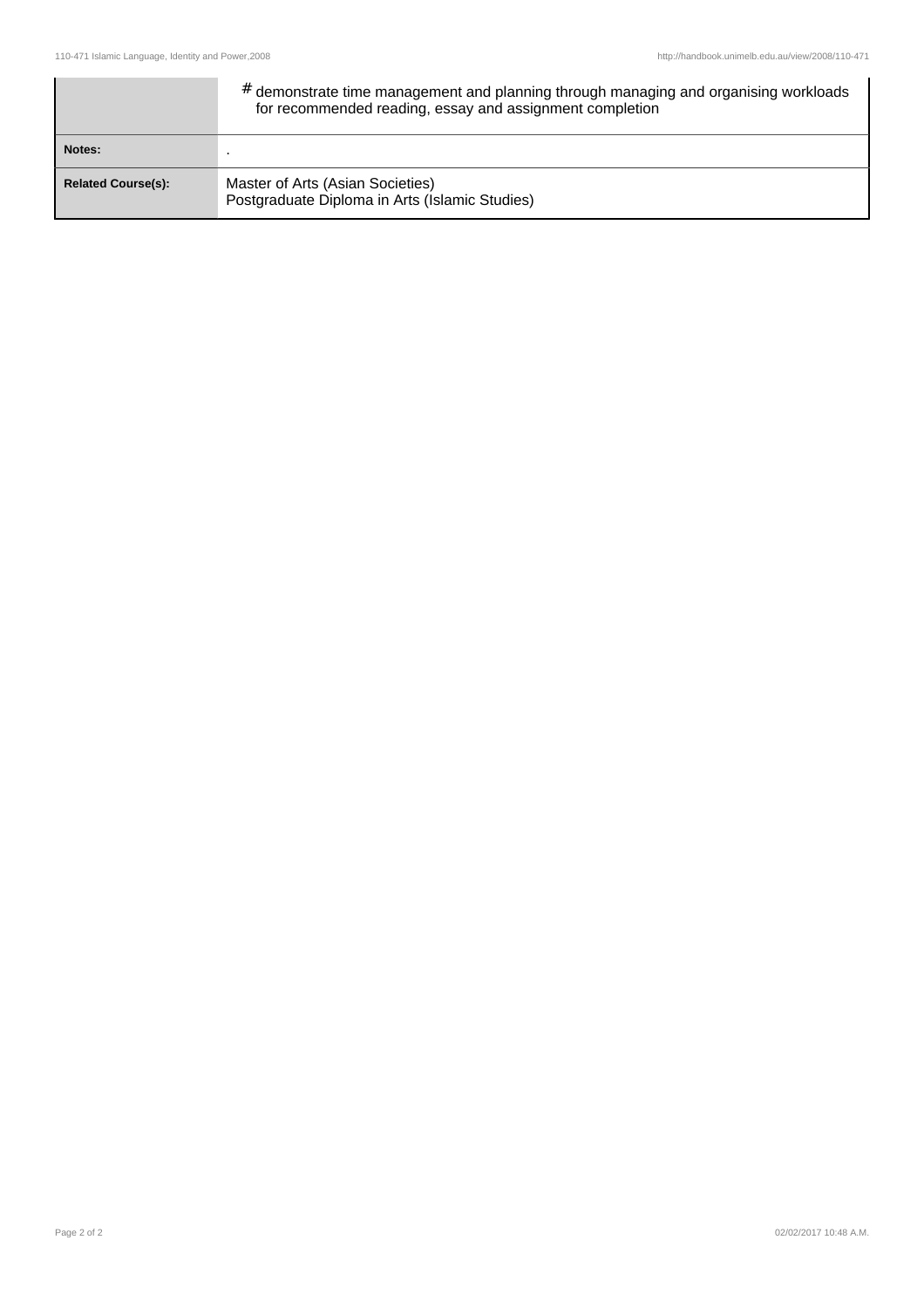| | |
|---|---|
| | # demonstrate time management and planning through managing and organising workloads for recommended reading, essay and assignment completion |
| **Notes:** | . |
| **Related Course(s):** | Master of Arts (Asian Societies)<br>Postgraduate Diploma in Arts (Islamic Studies) |